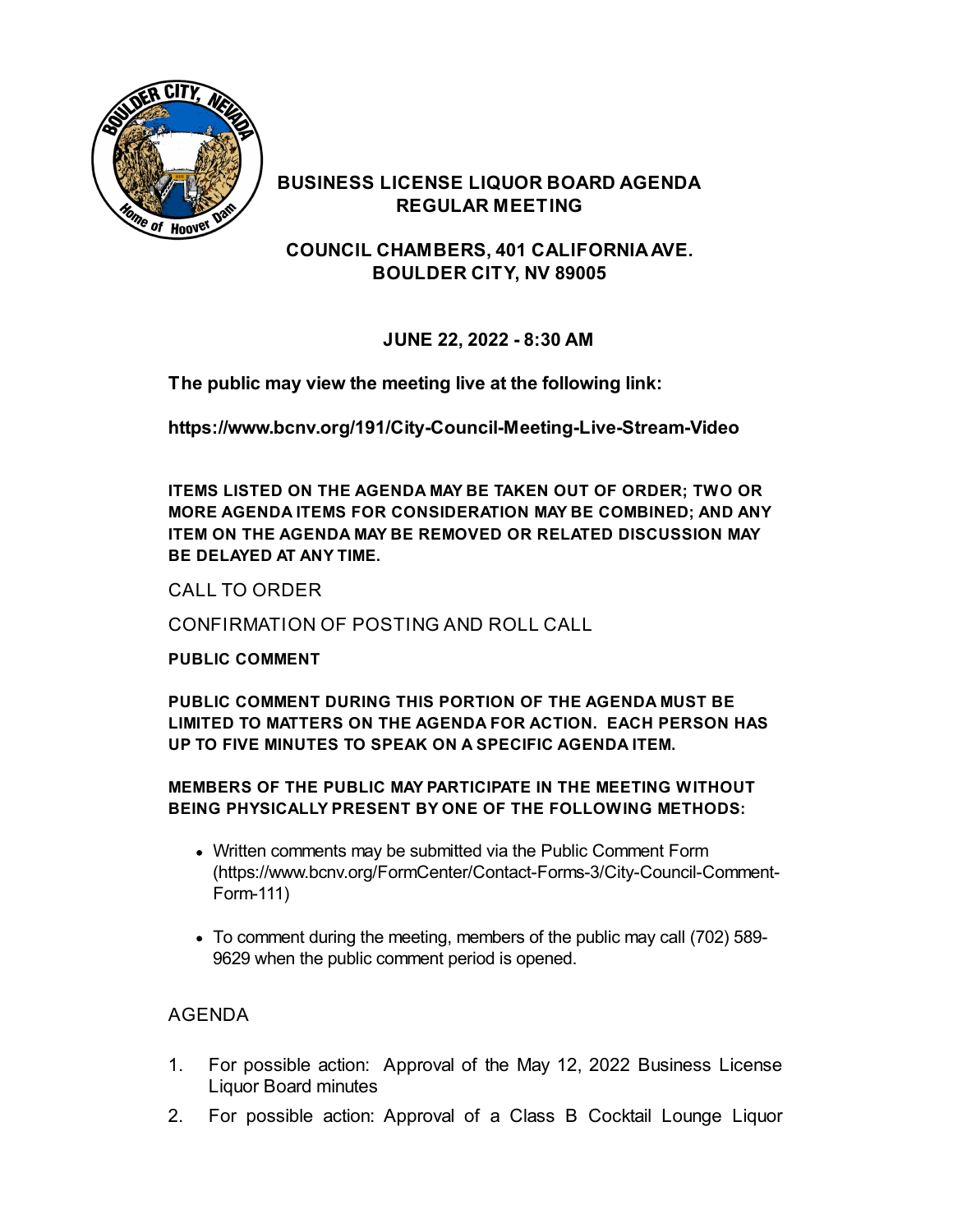# BUSINESS LICENSE LIQUOR BOARD AGENDA
## REGULAR MEETING

## COUNCIL CHAMBERS, 401 CALIFORNIA AVE.
## BOULDER CITY, NV 89005

**JUNE 22, 2022 - 8:30 AM**

**The public may view the meeting live at the following link:**

**https://www.bcnv.org/191/City-Council-Meeting-Live-Stream-Video**

**ITEMS LISTED ON THE AGENDA MAY BE TAKEN OUT OF ORDER; TWO OR MORE AGENDA ITEMS FOR CONSIDERATION MAY BE COMBINED; AND ANY ITEM ON THE AGENDA MAY BE REMOVED OR RELATED DISCUSSION MAY BE DELAYED AT ANY TIME.**

CALL TO ORDER

CONFIRMATION OF POSTING AND ROLL CALL

**PUBLIC COMMENT**

**PUBLIC COMMENT DURING THIS PORTION OF THE AGENDA MUST BE LIMITED TO MATTERS ON THE AGENDA FOR ACTION. EACH PERSON HAS UP TO FIVE MINUTES TO SPEAK ON A SPECIFIC AGENDA ITEM.**

**MEMBERS OF THE PUBLIC MAY PARTICIPATE IN THE MEETING WITHOUT BEING PHYSICALLY PRESENT BY ONE OF THE FOLLOWING METHODS:**

- Written comments may be submitted via the Public Comment Form (https://www.bcnv.org/FormCenter/Contact-Forms-3/City-Council-Comment-Form-111)
- To comment during the meeting, members of the public may call (702) 589-9629 when the public comment period is opened.

AGENDA

1. For possible action: Approval of the May 12, 2022 Business License Liquor Board minutes
2. For possible action: Approval of a Class B Cocktail Lounge Liquor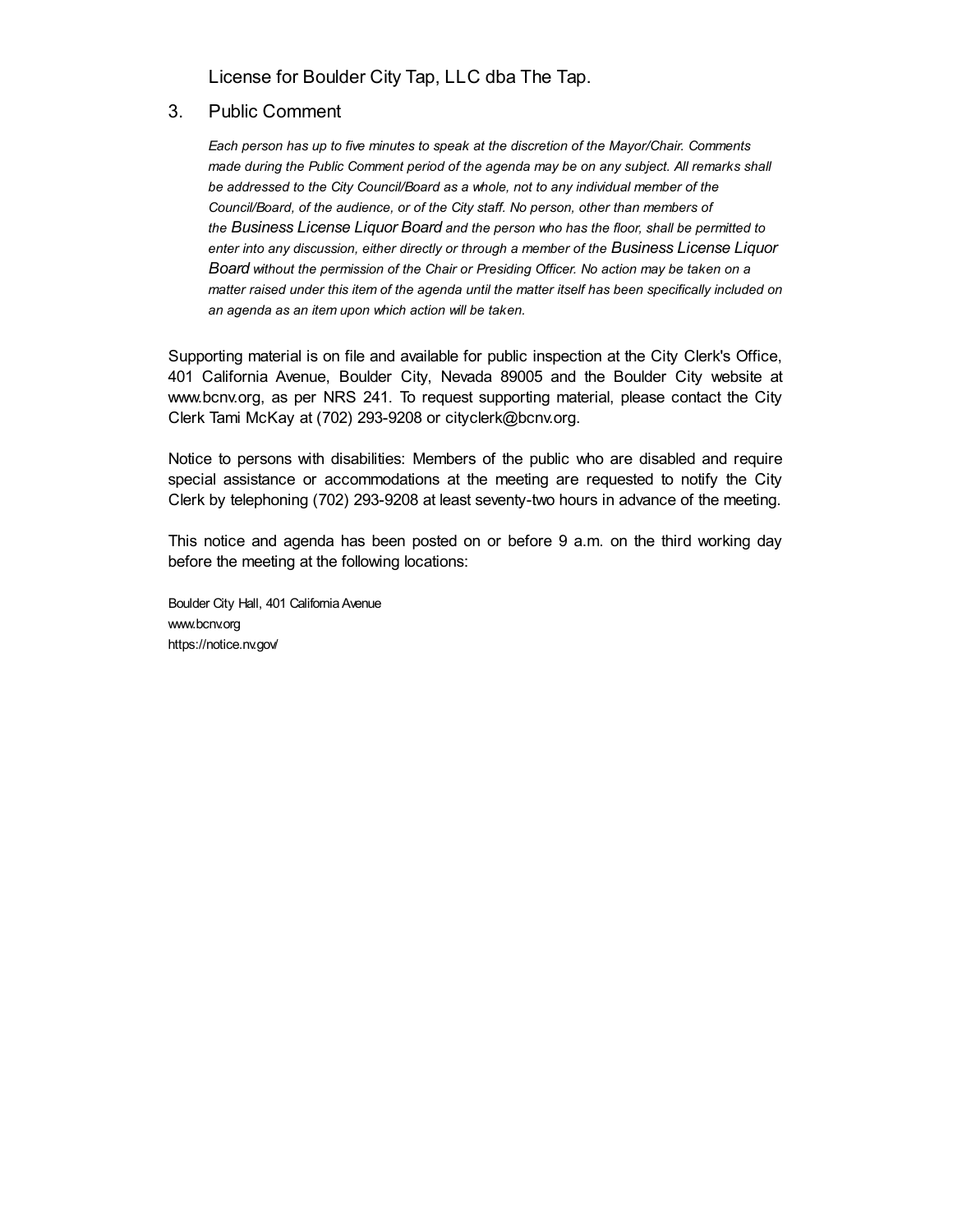License for Boulder City Tap, LLC dba The Tap.

3. Public Comment

*Each person has up to five minutes to speak at the discretion of the Mayor/Chair. Comments made during the Public Comment period of the agenda may be on any subject. All remarks shall be addressed to the City Council/Board as a whole, not to any individual member of the Council/Board, of the audience, or of the City staff. No person, other than members of the Business License Liquor Board and the person who has the floor, shall be permitted to enter into any discussion, either directly or through a member of the Business License Liquor Board without the permission of the Chair or Presiding Officer. No action may be taken on a matter raised under this item of the agenda until the matter itself has been specifically included on an agenda as an item upon which action will be taken.*

Supporting material is on file and available for public inspection at the City Clerk's Office, 401 California Avenue, Boulder City, Nevada 89005 and the Boulder City website at www.bcnv.org, as per NRS 241. To request supporting material, please contact the City Clerk Tami McKay at (702) 293-9208 or cityclerk@bcnv.org.

Notice to persons with disabilities: Members of the public who are disabled and require special assistance or accommodations at the meeting are requested to notify the City Clerk by telephoning (702) 293-9208 at least seventy-two hours in advance of the meeting.

This notice and agenda has been posted on or before 9 a.m. on the third working day before the meeting at the following locations:

Boulder City Hall, 401 California Avenue
www.bcnv.org
https://notice.nv.gov/